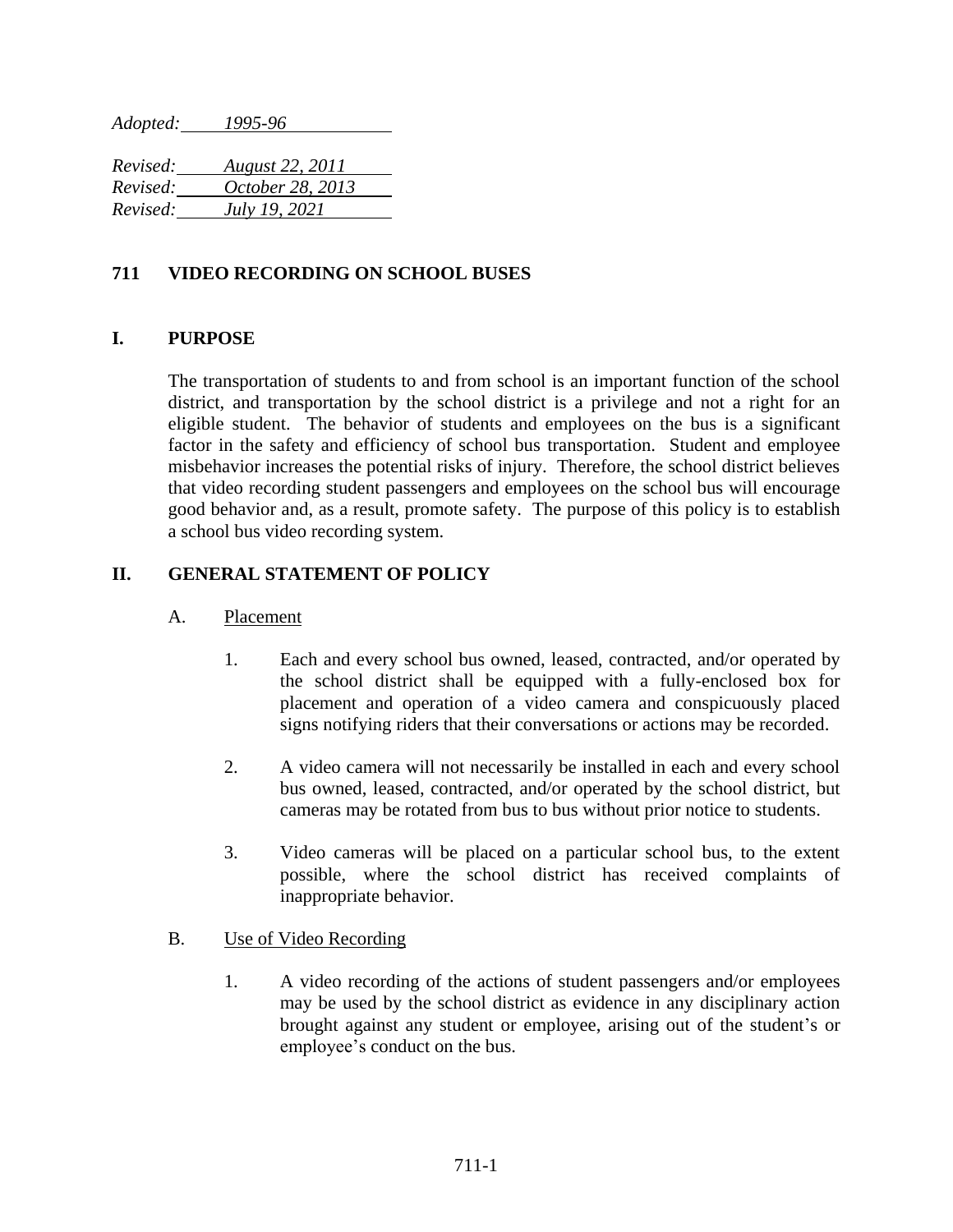*Adopted:* *1995-96*

*Revised:* *August 22, 2011*
*Revised:* *October 28, 2013*
*Revised:* *July 19, 2021*

# 711 VIDEO RECORDING ON SCHOOL BUSES

## I. PURPOSE

The transportation of students to and from school is an important function of the school district, and transportation by the school district is a privilege and not a right for an eligible student. The behavior of students and employees on the bus is a significant factor in the safety and efficiency of school bus transportation. Student and employee misbehavior increases the potential risks of injury. Therefore, the school district believes that video recording student passengers and employees on the school bus will encourage good behavior and, as a result, promote safety. The purpose of this policy is to establish a school bus video recording system.

## II. GENERAL STATEMENT OF POLICY

### A. Placement

1. Each and every school bus owned, leased, contracted, and/or operated by the school district shall be equipped with a fully-enclosed box for placement and operation of a video camera and conspicuously placed signs notifying riders that their conversations or actions may be recorded.

2. A video camera will not necessarily be installed in each and every school bus owned, leased, contracted, and/or operated by the school district, but cameras may be rotated from bus to bus without prior notice to students.

3. Video cameras will be placed on a particular school bus, to the extent possible, where the school district has received complaints of inappropriate behavior.

### B. Use of Video Recording

1. A video recording of the actions of student passengers and/or employees may be used by the school district as evidence in any disciplinary action brought against any student or employee, arising out of the student's or employee's conduct on the bus.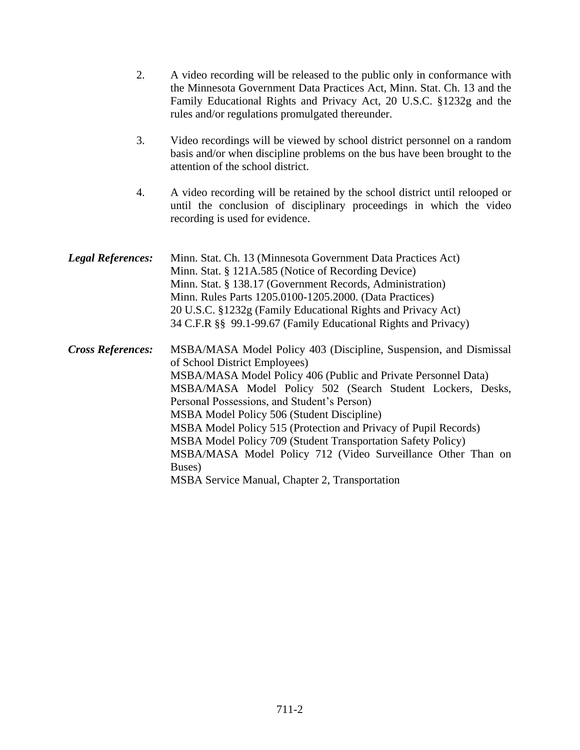2. A video recording will be released to the public only in conformance with the Minnesota Government Data Practices Act, Minn. Stat. Ch. 13 and the Family Educational Rights and Privacy Act, 20 U.S.C. §1232g and the rules and/or regulations promulgated thereunder.

3. Video recordings will be viewed by school district personnel on a random basis and/or when discipline problems on the bus have been brought to the attention of the school district.

4. A video recording will be retained by the school district until relooped or until the conclusion of disciplinary proceedings in which the video recording is used for evidence.

***Legal References:***
Minn. Stat. Ch. 13 (Minnesota Government Data Practices Act)
Minn. Stat. § 121A.585 (Notice of Recording Device)
Minn. Stat. § 138.17 (Government Records, Administration)
Minn. Rules Parts 1205.0100-1205.2000. (Data Practices)
20 U.S.C. §1232g (Family Educational Rights and Privacy Act)
34 C.F.R §§ 99.1-99.67 (Family Educational Rights and Privacy)

***Cross References:***
MSBA/MASA Model Policy 403 (Discipline, Suspension, and Dismissal of School District Employees)
MSBA/MASA Model Policy 406 (Public and Private Personnel Data)
MSBA/MASA Model Policy 502 (Search Student Lockers, Desks, Personal Possessions, and Student's Person)
MSBA Model Policy 506 (Student Discipline)
MSBA Model Policy 515 (Protection and Privacy of Pupil Records)
MSBA Model Policy 709 (Student Transportation Safety Policy)
MSBA/MASA Model Policy 712 (Video Surveillance Other Than on Buses)
MSBA Service Manual, Chapter 2, Transportation